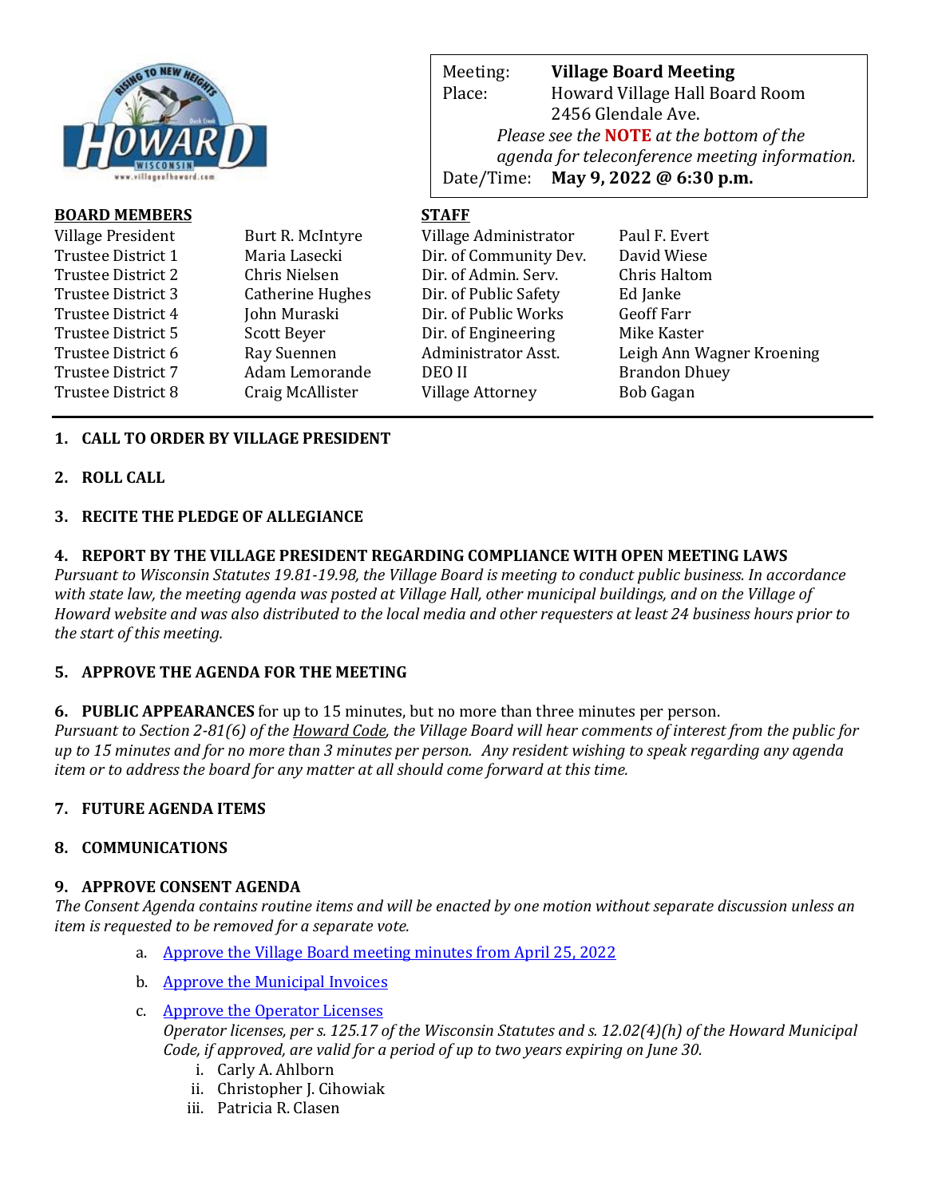| | |
|---|---|
| Meeting: | **Village Board Meeting** |
| Place: | Howard Village Hall Board Room<br>2456 Glendale Ave. |
| | *Please see the* ***NOTE*** *at the bottom of the agenda for teleconference meeting information.* |
| Date/Time: | **May 9, 2022 @ 6:30 p.m.** |

| **BOARD MEMBERS** | | **STAFF** | |
|---|---|---|---|
| Village President | Burt R. McIntyre | Village Administrator | Paul F. Evert |
| Trustee District 1 | Maria Lasecki | Dir. of Community Dev. | David Wiese |
| Trustee District 2 | Chris Nielsen | Dir. of Admin. Serv. | Chris Haltom |
| Trustee District 3 | Catherine Hughes | Dir. of Public Safety | Ed Janke |
| Trustee District 4 | John Muraski | Dir. of Public Works | Geoff Farr |
| Trustee District 5 | Scott Beyer | Dir. of Engineering | Mike Kaster |
| Trustee District 6 | Ray Suennen | Administrator Asst. | Leigh Ann Wagner Kroening |
| Trustee District 7 | Adam Lemorande | DEO II | Brandon Dhuey |
| Trustee District 8 | Craig McAllister | Village Attorney | Bob Gagan |

---

**1. CALL TO ORDER BY VILLAGE PRESIDENT**

**2. ROLL CALL**

**3. RECITE THE PLEDGE OF ALLEGIANCE**

**4. REPORT BY THE VILLAGE PRESIDENT REGARDING COMPLIANCE WITH OPEN MEETING LAWS**

*Pursuant to Wisconsin Statutes 19.81-19.98, the Village Board is meeting to conduct public business. In accordance with state law, the meeting agenda was posted at Village Hall, other municipal buildings, and on the Village of Howard website and was also distributed to the local media and other requesters at least 24 business hours prior to the start of this meeting.*

**5. APPROVE THE AGENDA FOR THE MEETING**

**6. PUBLIC APPEARANCES** for up to 15 minutes, but no more than three minutes per person.

*Pursuant to Section 2-81(6) of the Howard Code, the Village Board will hear comments of interest from the public for up to 15 minutes and for no more than 3 minutes per person. Any resident wishing to speak regarding any agenda item or to address the board for any matter at all should come forward at this time.*

**7. FUTURE AGENDA ITEMS**

**8. COMMUNICATIONS**

**9. APPROVE CONSENT AGENDA**

*The Consent Agenda contains routine items and will be enacted by one motion without separate discussion unless an item is requested to be removed for a separate vote.*

a. Approve the Village Board meeting minutes from April 25, 2022

b. Approve the Municipal Invoices

c. Approve the Operator Licenses
*Operator licenses, per s. 125.17 of the Wisconsin Statutes and s. 12.02(4)(h) of the Howard Municipal Code, if approved, are valid for a period of up to two years expiring on June 30.*
   i. Carly A. Ahlborn
   ii. Christopher J. Cihowiak
   iii. Patricia R. Clasen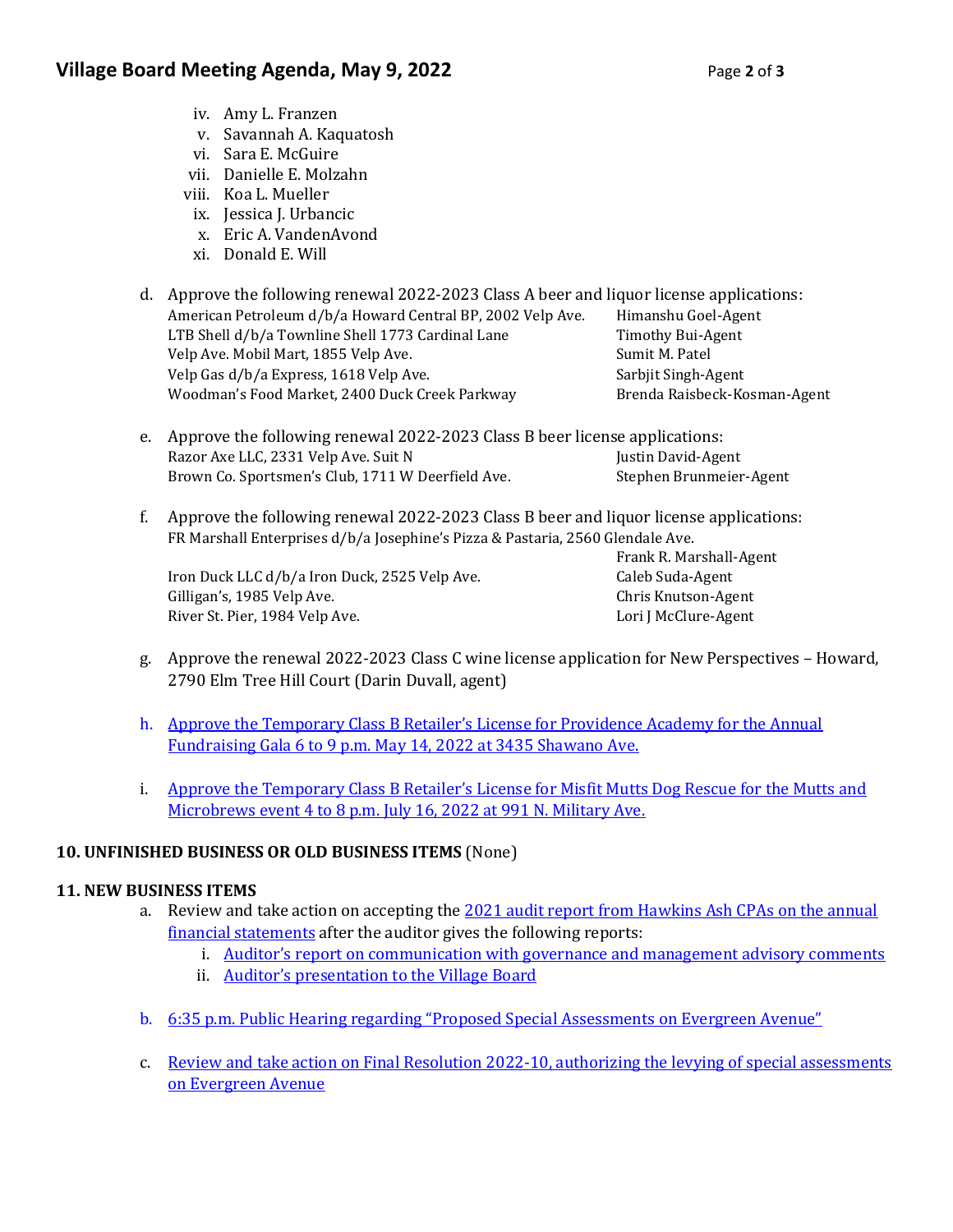iv. Amy L. Franzen
    v. Savannah A. Kaquatosh
    vi. Sara E. McGuire
    vii. Danielle E. Molzahn
    viii. Koa L. Mueller
    ix. Jessica J. Urbancic
    x. Eric A. VandenAvond
    xi. Donald E. Will

d. Approve the following renewal 2022-2023 Class A beer and liquor license applications:

| | |
|---|---|
| American Petroleum d/b/a Howard Central BP, 2002 Velp Ave. | Himanshu Goel-Agent |
| LTB Shell d/b/a Townline Shell 1773 Cardinal Lane | Timothy Bui-Agent |
| Velp Ave. Mobil Mart, 1855 Velp Ave. | Sumit M. Patel |
| Velp Gas d/b/a Express, 1618 Velp Ave. | Sarbjit Singh-Agent |
| Woodman's Food Market, 2400 Duck Creek Parkway | Brenda Raisbeck-Kosman-Agent |

e. Approve the following renewal 2022-2023 Class B beer license applications:

| | |
|---|---|
| Razor Axe LLC, 2331 Velp Ave. Suit N | Justin David-Agent |
| Brown Co. Sportsmen's Club, 1711 W Deerfield Ave. | Stephen Brunmeier-Agent |

f. Approve the following renewal 2022-2023 Class B beer and liquor license applications:

| | |
|---|---|
| FR Marshall Enterprises d/b/a Josephine's Pizza & Pastaria, 2560 Glendale Ave. | Frank R. Marshall-Agent |
| Iron Duck LLC d/b/a Iron Duck, 2525 Velp Ave. | Caleb Suda-Agent |
| Gilligan's, 1985 Velp Ave. | Chris Knutson-Agent |
| River St. Pier, 1984 Velp Ave. | Lori J McClure-Agent |

g. Approve the renewal 2022-2023 Class C wine license application for New Perspectives – Howard, 2790 Elm Tree Hill Court (Darin Duvall, agent)

h. Approve the Temporary Class B Retailer's License for Providence Academy for the Annual Fundraising Gala 6 to 9 p.m. May 14, 2022 at 3435 Shawano Ave.

i. Approve the Temporary Class B Retailer's License for Misfit Mutts Dog Rescue for the Mutts and Microbrews event 4 to 8 p.m. July 16, 2022 at 991 N. Military Ave.

**10. UNFINISHED BUSINESS OR OLD BUSINESS ITEMS** (None)

**11. NEW BUSINESS ITEMS**

a. Review and take action on accepting the 2021 audit report from Hawkins Ash CPAs on the annual financial statements after the auditor gives the following reports:
    i. Auditor's report on communication with governance and management advisory comments
    ii. Auditor's presentation to the Village Board

b. 6:35 p.m. Public Hearing regarding "Proposed Special Assessments on Evergreen Avenue"

c. Review and take action on Final Resolution 2022-10, authorizing the levying of special assessments on Evergreen Avenue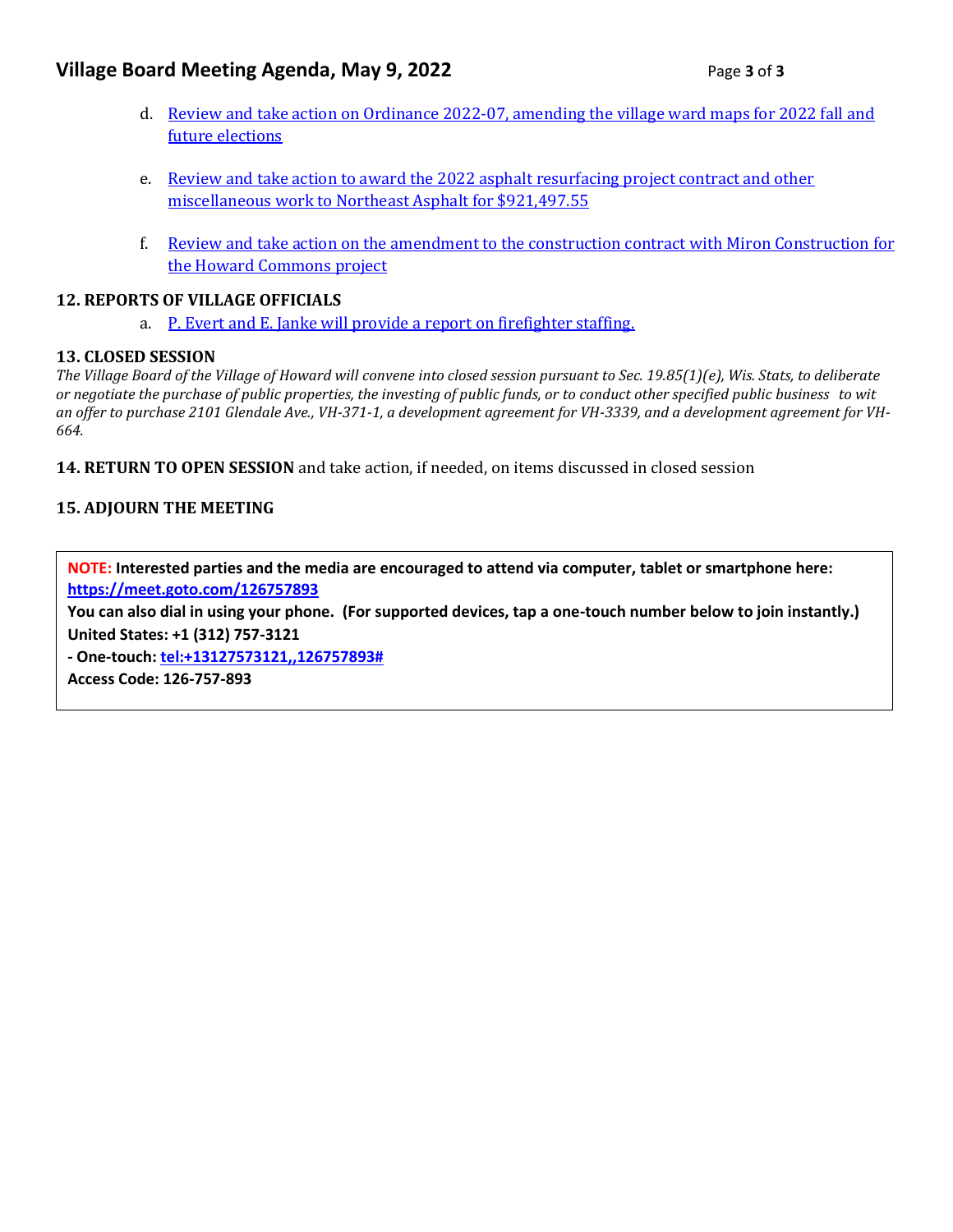d. Review and take action on Ordinance 2022-07, amending the village ward maps for 2022 fall and future elections

e. Review and take action to award the 2022 asphalt resurfacing project contract and other miscellaneous work to Northeast Asphalt for $921,497.55

f. Review and take action on the amendment to the construction contract with Miron Construction for the Howard Commons project

**12. REPORTS OF VILLAGE OFFICIALS**

a. P. Evert and E. Janke will provide a report on firefighter staffing.

**13. CLOSED SESSION**

*The Village Board of the Village of Howard will convene into closed session pursuant to Sec. 19.85(1)(e), Wis. Stats, to deliberate or negotiate the purchase of public properties, the investing of public funds, or to conduct other specified public business to wit an offer to purchase 2101 Glendale Ave., VH-371-1, a development agreement for VH-3339, and a development agreement for VH-664.*

**14. RETURN TO OPEN SESSION** and take action, if needed, on items discussed in closed session

**15. ADJOURN THE MEETING**

**NOTE: Interested parties and the media are encouraged to attend via computer, tablet or smartphone here: https://meet.goto.com/126757893**
**You can also dial in using your phone. (For supported devices, tap a one-touch number below to join instantly.)**
**United States: +1 (312) 757-3121**
**- One-touch: tel:+13127573121,,126757893#**
**Access Code: 126-757-893**